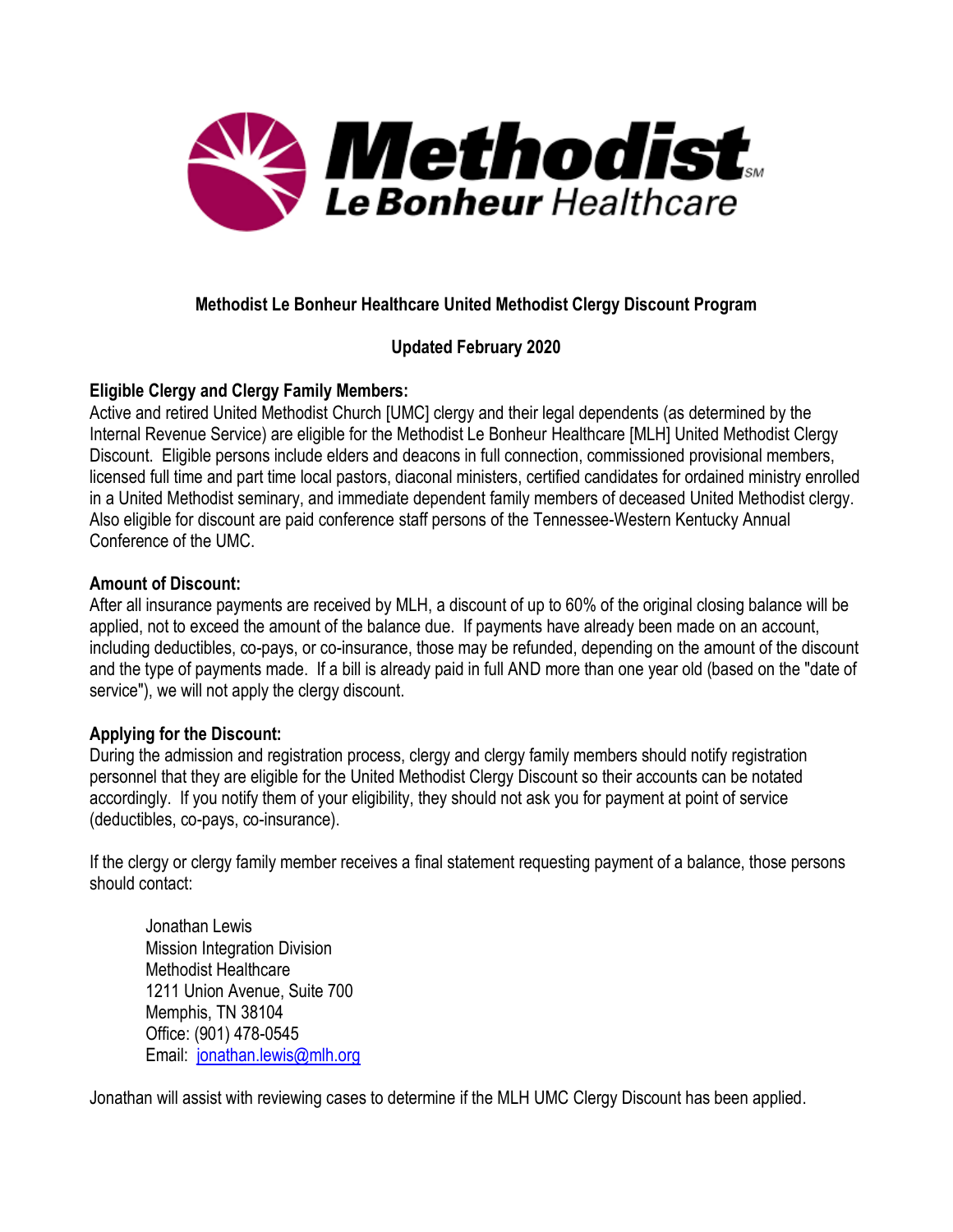Methodist Le Bonheur Healthcare

**Methodist Le Bonheur Healthcare United Methodist Clergy Discount Program**

**Updated February 2020**

**Eligible Clergy and Clergy Family Members:**
Active and retired United Methodist Church [UMC] clergy and their legal dependents (as determined by the Internal Revenue Service) are eligible for the Methodist Le Bonheur Healthcare [MLH] United Methodist Clergy Discount. Eligible persons include elders and deacons in full connection, commissioned provisional members, licensed full time and part time local pastors, diaconal ministers, certified candidates for ordained ministry enrolled in a United Methodist seminary, and immediate dependent family members of deceased United Methodist clergy. Also eligible for discount are paid conference staff persons of the Tennessee-Western Kentucky Annual Conference of the UMC.

**Amount of Discount:**
After all insurance payments are received by MLH, a discount of up to 60% of the original closing balance will be applied, not to exceed the amount of the balance due. If payments have already been made on an account, including deductibles, co-pays, or co-insurance, those may be refunded, depending on the amount of the discount and the type of payments made. If a bill is already paid in full AND more than one year old (based on the "date of service"), we will not apply the clergy discount.

**Applying for the Discount:**
During the admission and registration process, clergy and clergy family members should notify registration personnel that they are eligible for the United Methodist Clergy Discount so their accounts can be notated accordingly. If you notify them of your eligibility, they should not ask you for payment at point of service (deductibles, co-pays, co-insurance).

If the clergy or clergy family member receives a final statement requesting payment of a balance, those persons should contact:

Jonathan Lewis
Mission Integration Division
Methodist Healthcare
1211 Union Avenue, Suite 700
Memphis, TN 38104
Office: (901) 478-0545
Email: jonathan.lewis@mlh.org

Jonathan will assist with reviewing cases to determine if the MLH UMC Clergy Discount has been applied.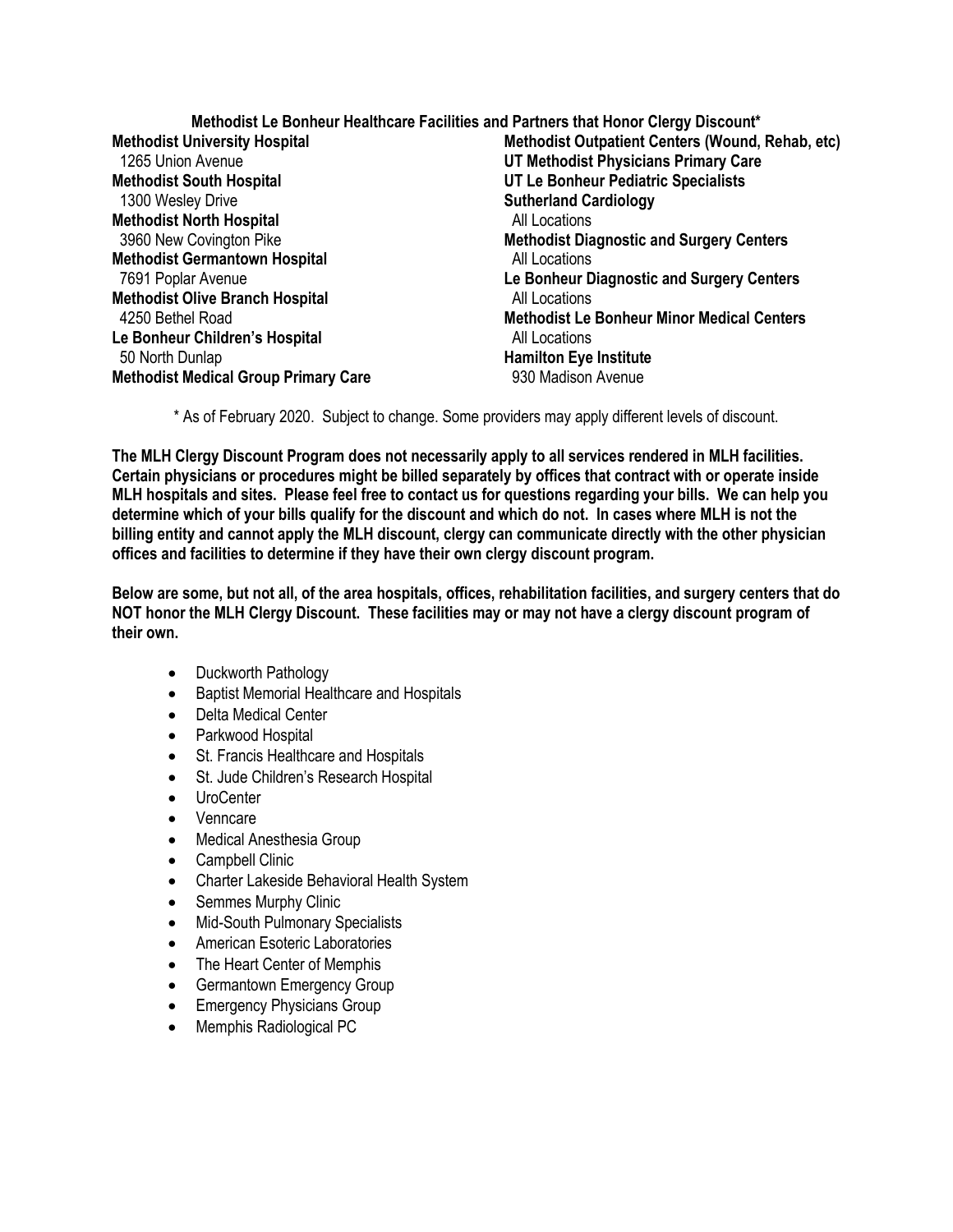**Methodist Le Bonheur Healthcare Facilities and Partners that Honor Clergy Discount***

**Methodist University Hospital**
1265 Union Avenue

**Methodist South Hospital**
1300 Wesley Drive

**Methodist North Hospital**
3960 New Covington Pike

**Methodist Germantown Hospital**
7691 Poplar Avenue

**Methodist Olive Branch Hospital**
4250 Bethel Road

**Le Bonheur Children's Hospital**
50 North Dunlap

**Methodist Medical Group Primary Care**

**Methodist Outpatient Centers (Wound, Rehab, etc)**

**UT Methodist Physicians Primary Care**

**UT Le Bonheur Pediatric Specialists**

**Sutherland Cardiology**
All Locations

**Methodist Diagnostic and Surgery Centers**
All Locations

**Le Bonheur Diagnostic and Surgery Centers**
All Locations

**Methodist Le Bonheur Minor Medical Centers**
All Locations

**Hamilton Eye Institute**
930 Madison Avenue

\* As of February 2020. Subject to change. Some providers may apply different levels of discount.

**The MLH Clergy Discount Program does not necessarily apply to all services rendered in MLH facilities. Certain physicians or procedures might be billed separately by offices that contract with or operate inside MLH hospitals and sites. Please feel free to contact us for questions regarding your bills. We can help you determine which of your bills qualify for the discount and which do not. In cases where MLH is not the billing entity and cannot apply the MLH discount, clergy can communicate directly with the other physician offices and facilities to determine if they have their own clergy discount program.**

**Below are some, but not all, of the area hospitals, offices, rehabilitation facilities, and surgery centers that do NOT honor the MLH Clergy Discount. These facilities may or may not have a clergy discount program of their own.**

- Duckworth Pathology
- Baptist Memorial Healthcare and Hospitals
- Delta Medical Center
- Parkwood Hospital
- St. Francis Healthcare and Hospitals
- St. Jude Children's Research Hospital
- UroCenter
- Venncare
- Medical Anesthesia Group
- Campbell Clinic
- Charter Lakeside Behavioral Health System
- Semmes Murphy Clinic
- Mid-South Pulmonary Specialists
- American Esoteric Laboratories
- The Heart Center of Memphis
- Germantown Emergency Group
- Emergency Physicians Group
- Memphis Radiological PC